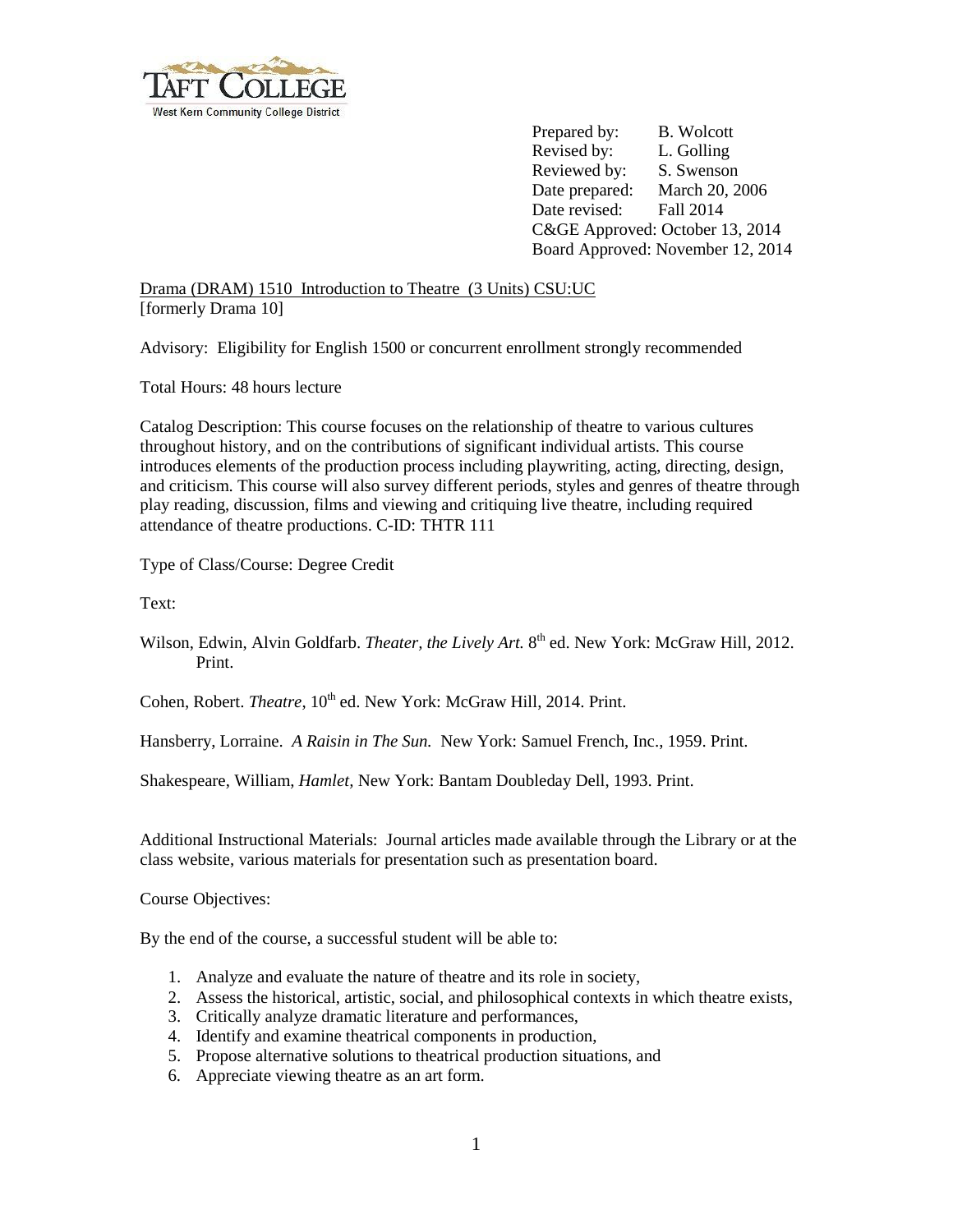Prepared by: B. Wolcott
Revised by: L. Golling
Reviewed by: S. Swenson
Date prepared: March 20, 2006
Date revised: Fall 2014
C&GE Approved: October 13, 2014
Board Approved: November 12, 2014

Drama (DRAM) 1510 Introduction to Theatre (3 Units) CSU:UC
[formerly Drama 10]

Advisory: Eligibility for English 1500 or concurrent enrollment strongly recommended

Total Hours: 48 hours lecture

Catalog Description: This course focuses on the relationship of theatre to various cultures throughout history, and on the contributions of significant individual artists. This course introduces elements of the production process including playwriting, acting, directing, design, and criticism. This course will also survey different periods, styles and genres of theatre through play reading, discussion, films and viewing and critiquing live theatre, including required attendance of theatre productions. C-ID: THTR 111

Type of Class/Course: Degree Credit

Text:

Wilson, Edwin, Alvin Goldfarb. *Theater, the Lively Art.* 8th ed. New York: McGraw Hill, 2012. Print.

Cohen, Robert. *Theatre*, 10th ed. New York: McGraw Hill, 2014. Print.

Hansberry, Lorraine. *A Raisin in The Sun.* New York: Samuel French, Inc., 1959. Print.

Shakespeare, William, *Hamlet,* New York: Bantam Doubleday Dell, 1993. Print.

Additional Instructional Materials: Journal articles made available through the Library or at the class website, various materials for presentation such as presentation board.

Course Objectives:

By the end of the course, a successful student will be able to:

1. Analyze and evaluate the nature of theatre and its role in society,
2. Assess the historical, artistic, social, and philosophical contexts in which theatre exists,
3. Critically analyze dramatic literature and performances,
4. Identify and examine theatrical components in production,
5. Propose alternative solutions to theatrical production situations, and
6. Appreciate viewing theatre as an art form.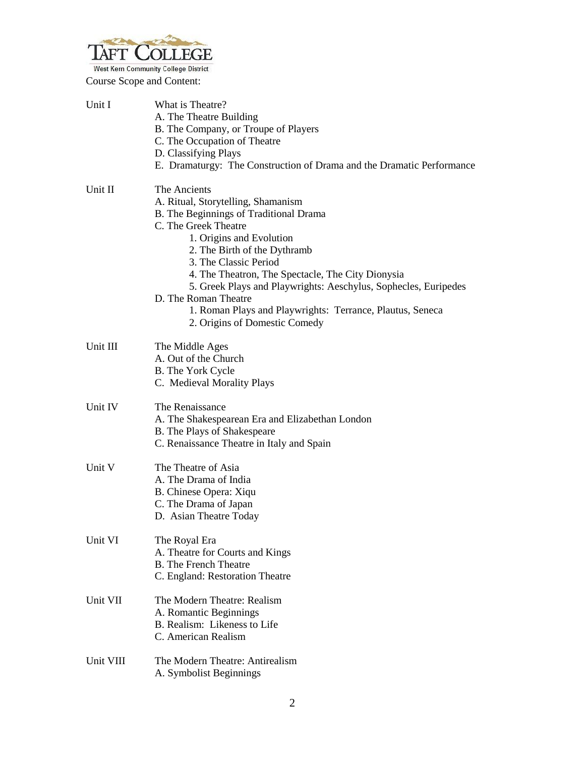Course Scope and Content:

Unit I — What is Theatre?

- A. The Theatre Building
- B. The Company, or Troupe of Players
- C. The Occupation of Theatre
- D. Classifying Plays
- E. Dramaturgy: The Construction of Drama and the Dramatic Performance

Unit II — The Ancients

- A. Ritual, Storytelling, Shamanism
- B. The Beginnings of Traditional Drama
- C. The Greek Theatre
    1. Origins and Evolution
    2. The Birth of the Dythramb
    3. The Classic Period
    4. The Theatron, The Spectacle, The City Dionysia
    5. Greek Plays and Playwrights: Aeschylus, Sophecles, Euripedes
- D. The Roman Theatre
    1. Roman Plays and Playwrights: Terrance, Plautus, Seneca
    2. Origins of Domestic Comedy

Unit III — The Middle Ages

- A. Out of the Church
- B. The York Cycle
- C. Medieval Morality Plays

Unit IV — The Renaissance

- A. The Shakespearean Era and Elizabethan London
- B. The Plays of Shakespeare
- C. Renaissance Theatre in Italy and Spain

Unit V — The Theatre of Asia

- A. The Drama of India
- B. Chinese Opera: Xiqu
- C. The Drama of Japan
- D. Asian Theatre Today

Unit VI — The Royal Era

- A. Theatre for Courts and Kings
- B. The French Theatre
- C. England: Restoration Theatre

Unit VII — The Modern Theatre: Realism

- A. Romantic Beginnings
- B. Realism: Likeness to Life
- C. American Realism

Unit VIII — The Modern Theatre: Antirealism

- A. Symbolist Beginnings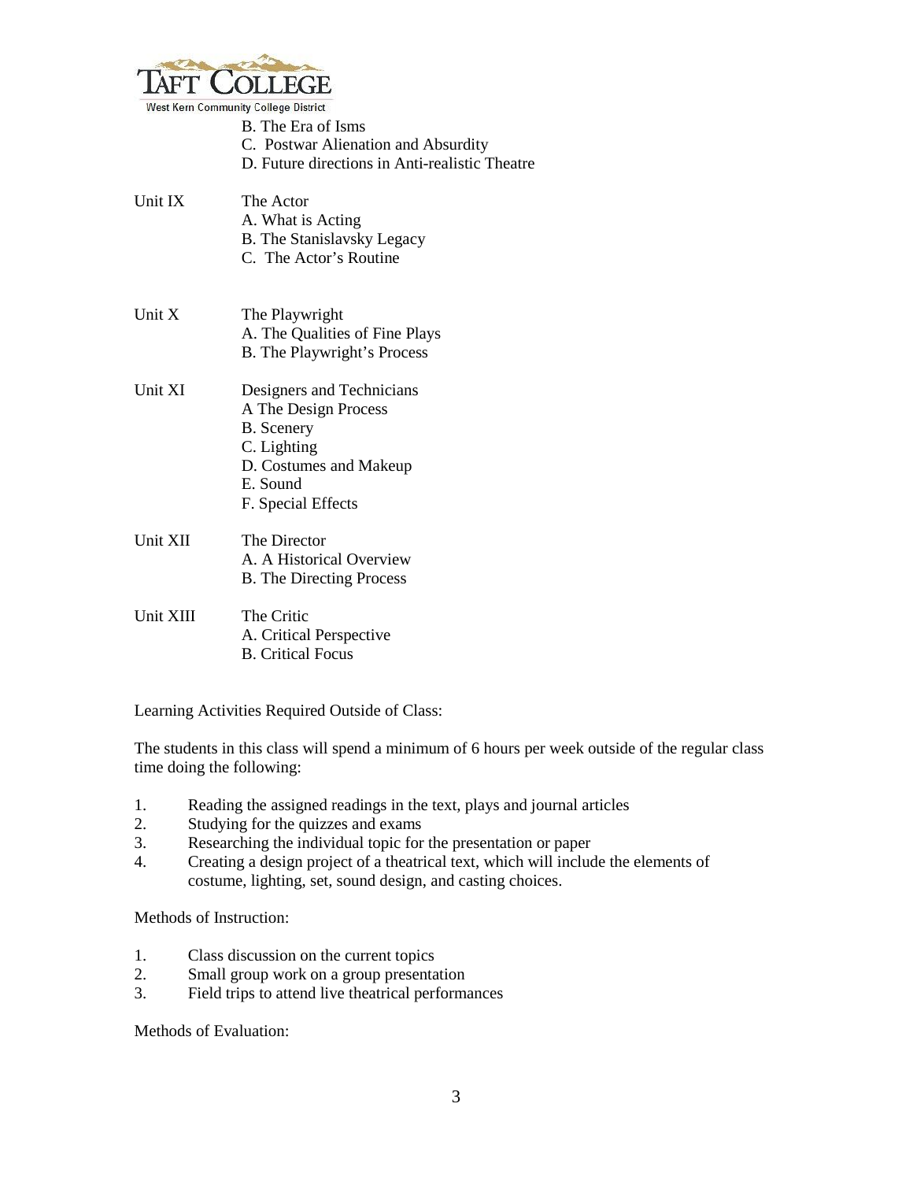B. The Era of Isms
C. Postwar Alienation and Absurdity
D. Future directions in Anti-realistic Theatre

Unit IX The Actor
A. What is Acting
B. The Stanislavsky Legacy
C. The Actor's Routine

Unit X The Playwright
A. The Qualities of Fine Plays
B. The Playwright's Process

Unit XI Designers and Technicians
A The Design Process
B. Scenery
C. Lighting
D. Costumes and Makeup
E. Sound
F. Special Effects

Unit XII The Director
A. A Historical Overview
B. The Directing Process

Unit XIII The Critic
A. Critical Perspective
B. Critical Focus

Learning Activities Required Outside of Class:

The students in this class will spend a minimum of 6 hours per week outside of the regular class time doing the following:

1. Reading the assigned readings in the text, plays and journal articles
2. Studying for the quizzes and exams
3. Researching the individual topic for the presentation or paper
4. Creating a design project of a theatrical text, which will include the elements of costume, lighting, set, sound design, and casting choices.

Methods of Instruction:

1. Class discussion on the current topics
2. Small group work on a group presentation
3. Field trips to attend live theatrical performances

Methods of Evaluation: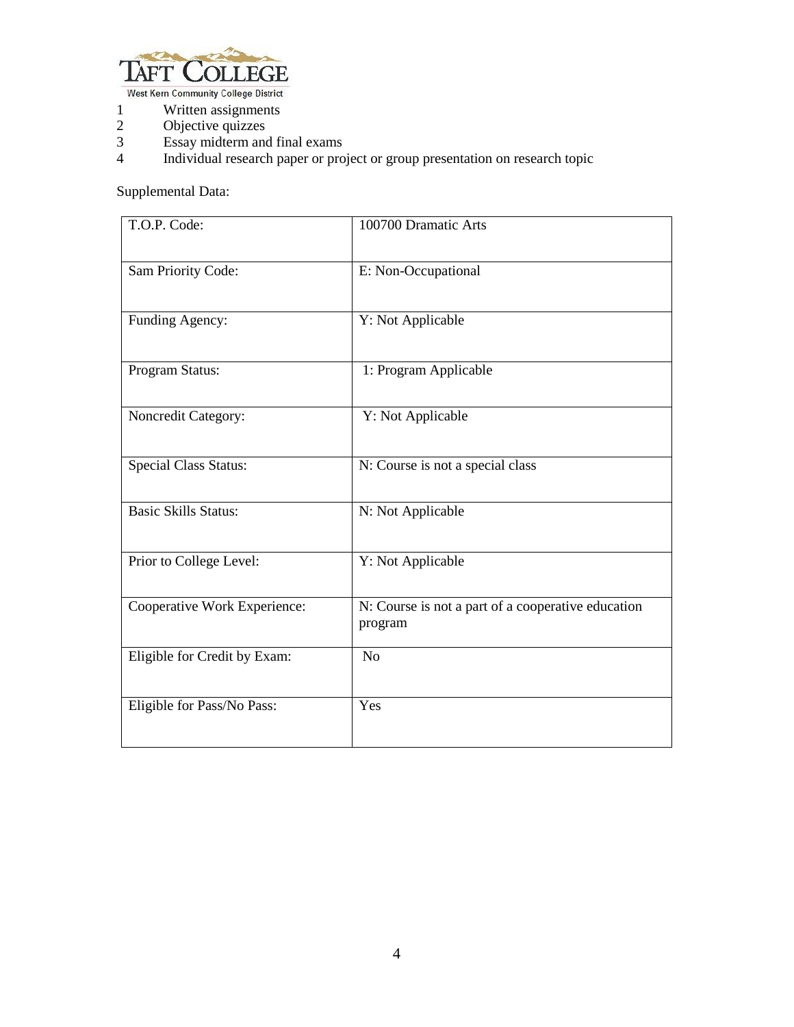1 Written assignments
2 Objective quizzes
3 Essay midterm and final exams
4 Individual research paper or project or group presentation on research topic

Supplemental Data:

| | |
|---|---|
| T.O.P. Code: | 100700 Dramatic Arts |
| Sam Priority Code: | E: Non-Occupational |
| Funding Agency: | Y: Not Applicable |
| Program Status: | 1: Program Applicable |
| Noncredit Category: | Y: Not Applicable |
| Special Class Status: | N: Course is not a special class |
| Basic Skills Status: | N: Not Applicable |
| Prior to College Level: | Y: Not Applicable |
| Cooperative Work Experience: | N: Course is not a part of a cooperative education program |
| Eligible for Credit by Exam: | No |
| Eligible for Pass/No Pass: | Yes |